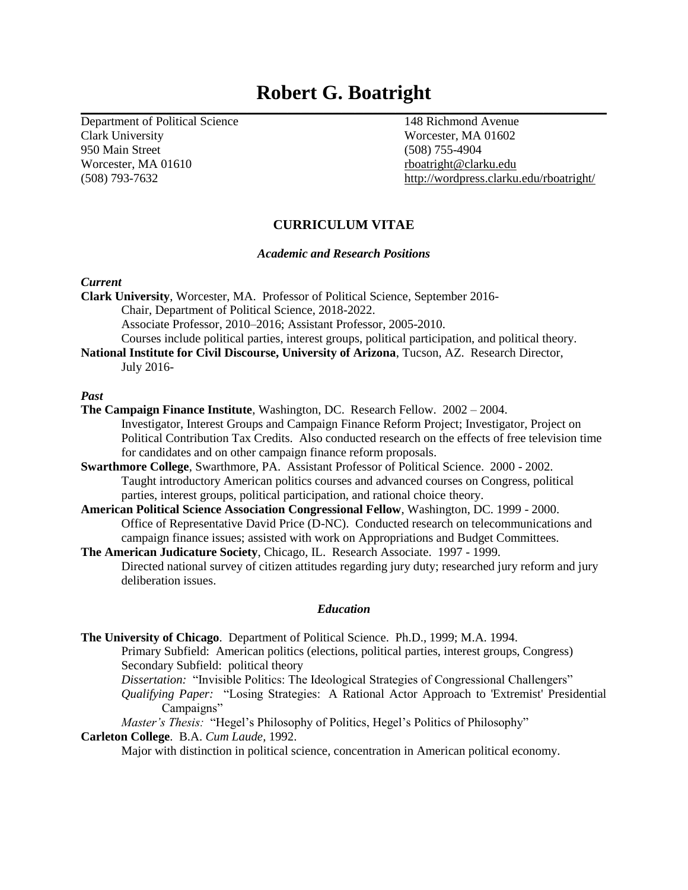# Robert G. Boatright

Department of Political Science
Clark University
950 Main Street
Worcester, MA 01610
(508) 793-7632

148 Richmond Avenue
Worcester, MA 01602
(508) 755-4904
rboatright@clarku.edu
http://wordpress.clarku.edu/rboatright/

## CURRICULUM VITAE

### *Academic and Research Positions*

***Current***

**Clark University**, Worcester, MA. Professor of Political Science, September 2016-
Chair, Department of Political Science, 2018-2022.
Associate Professor, 2010–2016; Assistant Professor, 2005-2010.
Courses include political parties, interest groups, political participation, and political theory.

**National Institute for Civil Discourse, University of Arizona**, Tucson, AZ. Research Director, July 2016-

***Past***

**The Campaign Finance Institute**, Washington, DC. Research Fellow. 2002 – 2004.
Investigator, Interest Groups and Campaign Finance Reform Project; Investigator, Project on Political Contribution Tax Credits. Also conducted research on the effects of free television time for candidates and on other campaign finance reform proposals.

**Swarthmore College**, Swarthmore, PA. Assistant Professor of Political Science. 2000 - 2002.
Taught introductory American politics courses and advanced courses on Congress, political parties, interest groups, political participation, and rational choice theory.

**American Political Science Association Congressional Fellow**, Washington, DC. 1999 - 2000.
Office of Representative David Price (D-NC). Conducted research on telecommunications and campaign finance issues; assisted with work on Appropriations and Budget Committees.

**The American Judicature Society**, Chicago, IL. Research Associate. 1997 - 1999.
Directed national survey of citizen attitudes regarding jury duty; researched jury reform and jury deliberation issues.

### *Education*

**The University of Chicago**. Department of Political Science. Ph.D., 1999; M.A. 1994.
Primary Subfield: American politics (elections, political parties, interest groups, Congress)
Secondary Subfield: political theory
*Dissertation:* "Invisible Politics: The Ideological Strategies of Congressional Challengers"
*Qualifying Paper:* "Losing Strategies: A Rational Actor Approach to 'Extremist' Presidential Campaigns"
*Master's Thesis:* "Hegel's Philosophy of Politics, Hegel's Politics of Philosophy"

**Carleton College**. B.A. *Cum Laude*, 1992.
Major with distinction in political science, concentration in American political economy.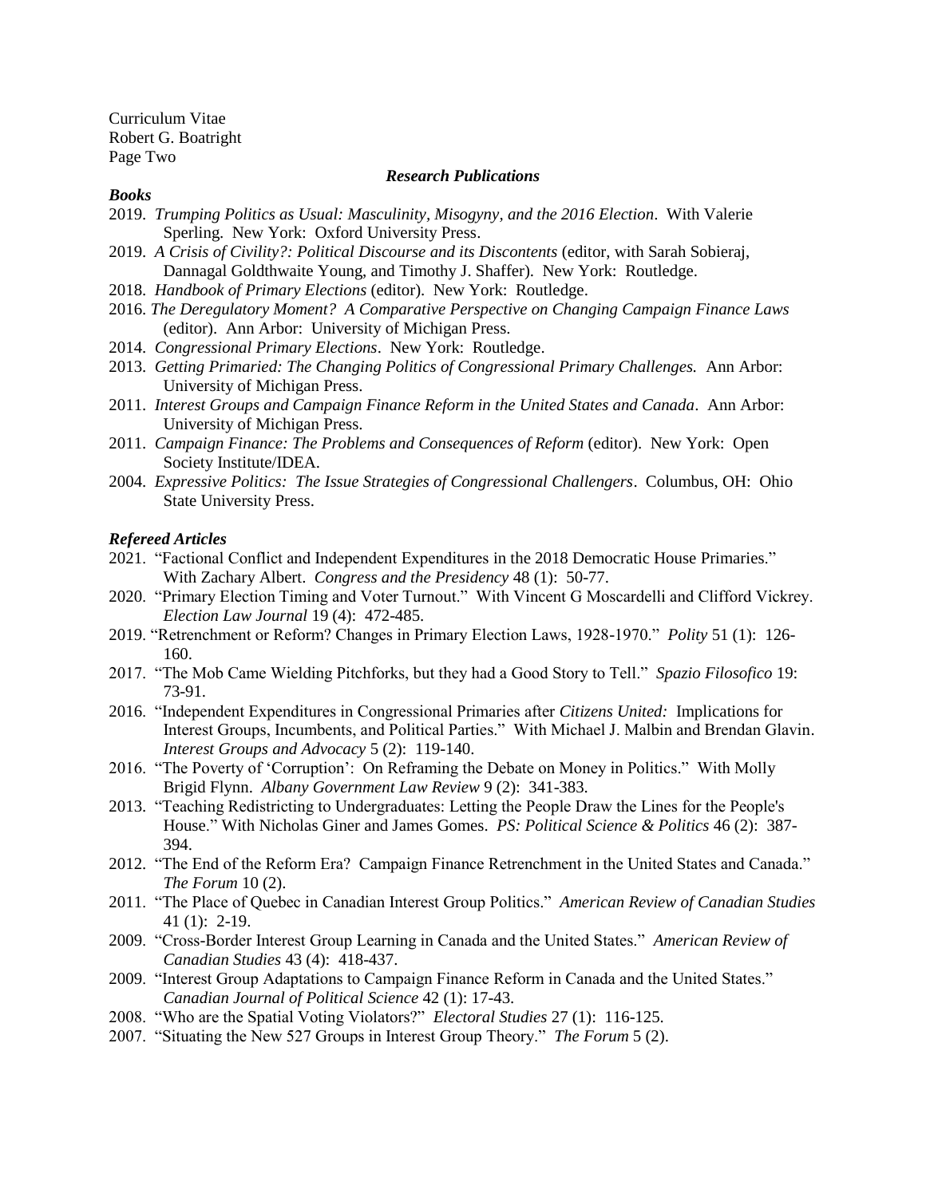### *Research Publications*

***Books***

- 2019. *Trumping Politics as Usual: Masculinity, Misogyny, and the 2016 Election*. With Valerie Sperling. New York: Oxford University Press.
- 2019. *A Crisis of Civility?: Political Discourse and its Discontents* (editor, with Sarah Sobieraj, Dannagal Goldthwaite Young, and Timothy J. Shaffer). New York: Routledge.
- 2018. *Handbook of Primary Elections* (editor). New York: Routledge.
- 2016. *The Deregulatory Moment? A Comparative Perspective on Changing Campaign Finance Laws* (editor). Ann Arbor: University of Michigan Press.
- 2014. *Congressional Primary Elections*. New York: Routledge.
- 2013. *Getting Primaried: The Changing Politics of Congressional Primary Challenges.* Ann Arbor: University of Michigan Press.
- 2011. *Interest Groups and Campaign Finance Reform in the United States and Canada*. Ann Arbor: University of Michigan Press.
- 2011. *Campaign Finance: The Problems and Consequences of Reform* (editor). New York: Open Society Institute/IDEA.
- 2004. *Expressive Politics: The Issue Strategies of Congressional Challengers*. Columbus, OH: Ohio State University Press.

***Refereed Articles***

- 2021. "Factional Conflict and Independent Expenditures in the 2018 Democratic House Primaries." With Zachary Albert. *Congress and the Presidency* 48 (1): 50-77.
- 2020. "Primary Election Timing and Voter Turnout." With Vincent G Moscardelli and Clifford Vickrey. *Election Law Journal* 19 (4): 472-485.
- 2019. "Retrenchment or Reform? Changes in Primary Election Laws, 1928-1970." *Polity* 51 (1): 126-160.
- 2017. "The Mob Came Wielding Pitchforks, but they had a Good Story to Tell." *Spazio Filosofico* 19: 73-91.
- 2016. "Independent Expenditures in Congressional Primaries after *Citizens United:* Implications for Interest Groups, Incumbents, and Political Parties." With Michael J. Malbin and Brendan Glavin. *Interest Groups and Advocacy* 5 (2): 119-140.
- 2016. "The Poverty of 'Corruption': On Reframing the Debate on Money in Politics." With Molly Brigid Flynn. *Albany Government Law Review* 9 (2): 341-383.
- 2013. "Teaching Redistricting to Undergraduates: Letting the People Draw the Lines for the People's House." With Nicholas Giner and James Gomes. *PS: Political Science & Politics* 46 (2): 387-394.
- 2012. "The End of the Reform Era? Campaign Finance Retrenchment in the United States and Canada." *The Forum* 10 (2).
- 2011. "The Place of Quebec in Canadian Interest Group Politics." *American Review of Canadian Studies* 41 (1): 2-19.
- 2009. "Cross-Border Interest Group Learning in Canada and the United States." *American Review of Canadian Studies* 43 (4): 418-437.
- 2009. "Interest Group Adaptations to Campaign Finance Reform in Canada and the United States." *Canadian Journal of Political Science* 42 (1): 17-43.
- 2008. "Who are the Spatial Voting Violators?" *Electoral Studies* 27 (1): 116-125.
- 2007. "Situating the New 527 Groups in Interest Group Theory." *The Forum* 5 (2).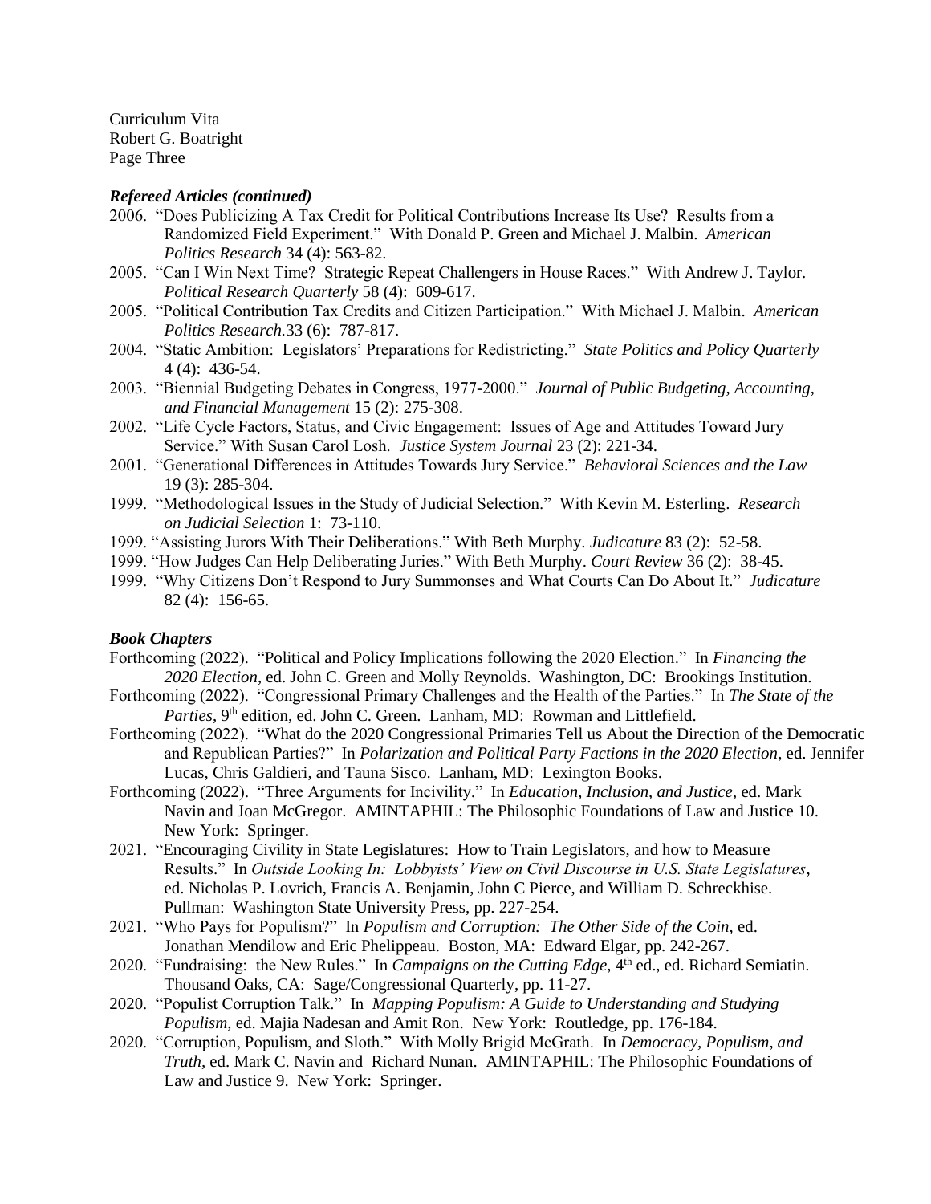### *Refereed Articles (continued)*

- 2006. "Does Publicizing A Tax Credit for Political Contributions Increase Its Use? Results from a Randomized Field Experiment." With Donald P. Green and Michael J. Malbin. *American Politics Research* 34 (4): 563-82.
- 2005. "Can I Win Next Time? Strategic Repeat Challengers in House Races." With Andrew J. Taylor. *Political Research Quarterly* 58 (4): 609-617.
- 2005. "Political Contribution Tax Credits and Citizen Participation." With Michael J. Malbin. *American Politics Research.*33 (6): 787-817.
- 2004. "Static Ambition: Legislators' Preparations for Redistricting." *State Politics and Policy Quarterly* 4 (4): 436-54.
- 2003. "Biennial Budgeting Debates in Congress, 1977-2000." *Journal of Public Budgeting, Accounting, and Financial Management* 15 (2): 275-308.
- 2002. "Life Cycle Factors, Status, and Civic Engagement: Issues of Age and Attitudes Toward Jury Service." With Susan Carol Losh. *Justice System Journal* 23 (2): 221-34.
- 2001. "Generational Differences in Attitudes Towards Jury Service." *Behavioral Sciences and the Law* 19 (3): 285-304.
- 1999. "Methodological Issues in the Study of Judicial Selection." With Kevin M. Esterling. *Research on Judicial Selection* 1: 73-110.
- 1999. "Assisting Jurors With Their Deliberations." With Beth Murphy. *Judicature* 83 (2): 52-58.
- 1999. "How Judges Can Help Deliberating Juries." With Beth Murphy. *Court Review* 36 (2): 38-45.
- 1999. "Why Citizens Don't Respond to Jury Summonses and What Courts Can Do About It." *Judicature* 82 (4): 156-65.

### *Book Chapters*

- Forthcoming (2022). "Political and Policy Implications following the 2020 Election." In *Financing the 2020 Election*, ed. John C. Green and Molly Reynolds. Washington, DC: Brookings Institution.
- Forthcoming (2022). "Congressional Primary Challenges and the Health of the Parties." In *The State of the Parties*, 9th edition, ed. John C. Green. Lanham, MD: Rowman and Littlefield.
- Forthcoming (2022). "What do the 2020 Congressional Primaries Tell us About the Direction of the Democratic and Republican Parties?" In *Polarization and Political Party Factions in the 2020 Election*, ed. Jennifer Lucas, Chris Galdieri, and Tauna Sisco. Lanham, MD: Lexington Books.
- Forthcoming (2022). "Three Arguments for Incivility." In *Education, Inclusion, and Justice*, ed. Mark Navin and Joan McGregor. AMINTAPHIL: The Philosophic Foundations of Law and Justice 10. New York: Springer.
- 2021. "Encouraging Civility in State Legislatures: How to Train Legislators, and how to Measure Results." In *Outside Looking In: Lobbyists' View on Civil Discourse in U.S. State Legislatures*, ed. Nicholas P. Lovrich, Francis A. Benjamin, John C Pierce, and William D. Schreckhise. Pullman: Washington State University Press, pp. 227-254.
- 2021. "Who Pays for Populism?" In *Populism and Corruption: The Other Side of the Coin*, ed. Jonathan Mendilow and Eric Phelippeau. Boston, MA: Edward Elgar, pp. 242-267.
- 2020. "Fundraising: the New Rules." In *Campaigns on the Cutting Edge*, 4th ed., ed. Richard Semiatin. Thousand Oaks, CA: Sage/Congressional Quarterly, pp. 11-27.
- 2020. "Populist Corruption Talk." In *Mapping Populism: A Guide to Understanding and Studying Populism*, ed. Majia Nadesan and Amit Ron. New York: Routledge, pp. 176-184.
- 2020. "Corruption, Populism, and Sloth." With Molly Brigid McGrath. In *Democracy, Populism, and Truth*, ed. Mark C. Navin and Richard Nunan. AMINTAPHIL: The Philosophic Foundations of Law and Justice 9. New York: Springer.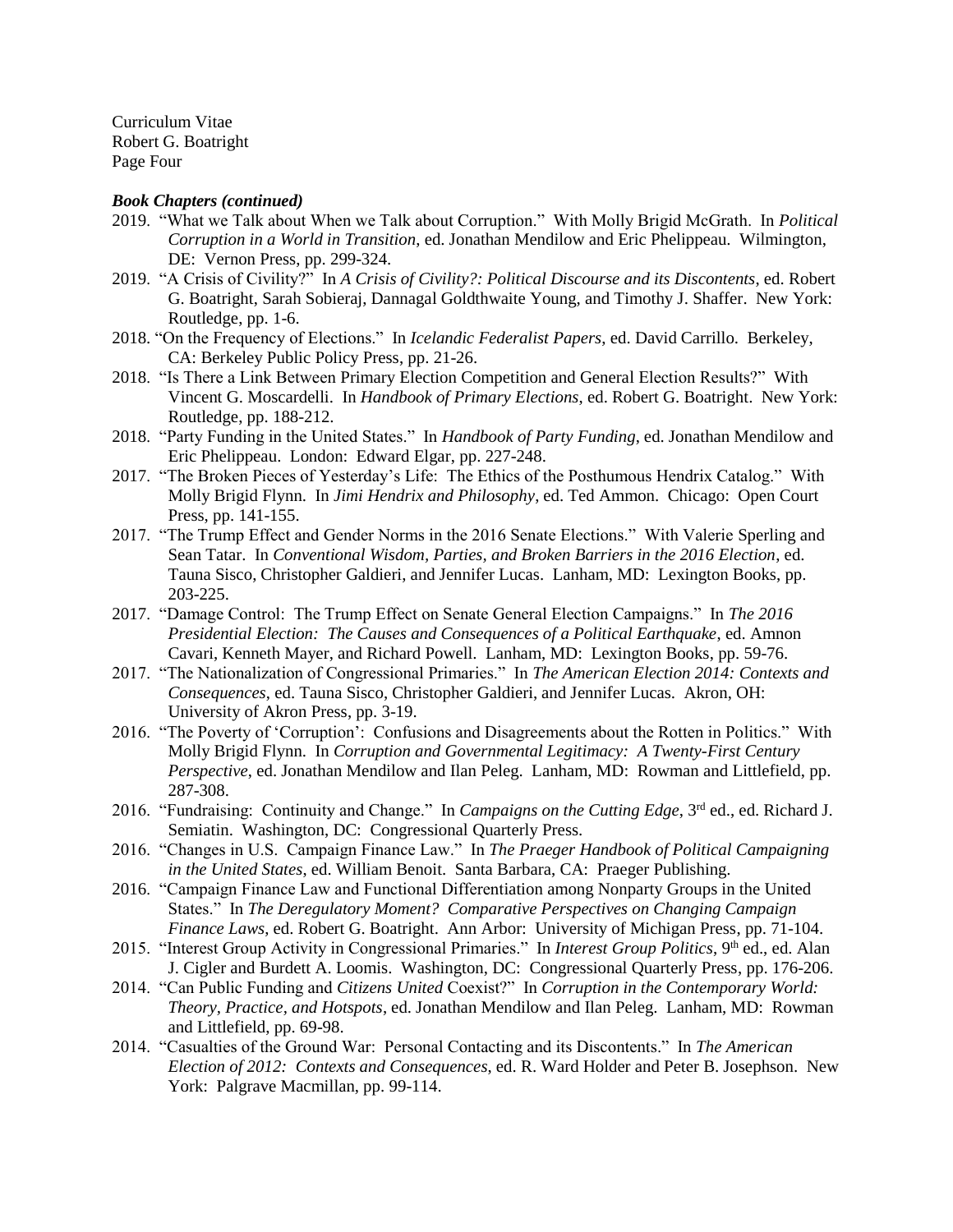### *Book Chapters (continued)*

- 2019. "What we Talk about When we Talk about Corruption." With Molly Brigid McGrath. In *Political Corruption in a World in Transition*, ed. Jonathan Mendilow and Eric Phelippeau. Wilmington, DE: Vernon Press, pp. 299-324.
- 2019. "A Crisis of Civility?" In *A Crisis of Civility?: Political Discourse and its Discontents*, ed. Robert G. Boatright, Sarah Sobieraj, Dannagal Goldthwaite Young, and Timothy J. Shaffer. New York: Routledge, pp. 1-6.
- 2018. "On the Frequency of Elections." In *Icelandic Federalist Papers*, ed. David Carrillo. Berkeley, CA: Berkeley Public Policy Press, pp. 21-26.
- 2018. "Is There a Link Between Primary Election Competition and General Election Results?" With Vincent G. Moscardelli. In *Handbook of Primary Elections*, ed. Robert G. Boatright. New York: Routledge, pp. 188-212.
- 2018. "Party Funding in the United States." In *Handbook of Party Funding*, ed. Jonathan Mendilow and Eric Phelippeau. London: Edward Elgar, pp. 227-248.
- 2017. "The Broken Pieces of Yesterday's Life: The Ethics of the Posthumous Hendrix Catalog." With Molly Brigid Flynn. In *Jimi Hendrix and Philosophy*, ed. Ted Ammon. Chicago: Open Court Press, pp. 141-155.
- 2017. "The Trump Effect and Gender Norms in the 2016 Senate Elections." With Valerie Sperling and Sean Tatar. In *Conventional Wisdom, Parties, and Broken Barriers in the 2016 Election*, ed. Tauna Sisco, Christopher Galdieri, and Jennifer Lucas. Lanham, MD: Lexington Books, pp. 203-225.
- 2017. "Damage Control: The Trump Effect on Senate General Election Campaigns." In *The 2016 Presidential Election: The Causes and Consequences of a Political Earthquake*, ed. Amnon Cavari, Kenneth Mayer, and Richard Powell. Lanham, MD: Lexington Books, pp. 59-76.
- 2017. "The Nationalization of Congressional Primaries." In *The American Election 2014: Contexts and Consequences*, ed. Tauna Sisco, Christopher Galdieri, and Jennifer Lucas. Akron, OH: University of Akron Press, pp. 3-19.
- 2016. "The Poverty of 'Corruption': Confusions and Disagreements about the Rotten in Politics." With Molly Brigid Flynn. In *Corruption and Governmental Legitimacy: A Twenty-First Century Perspective*, ed. Jonathan Mendilow and Ilan Peleg. Lanham, MD: Rowman and Littlefield, pp. 287-308.
- 2016. "Fundraising: Continuity and Change." In *Campaigns on the Cutting Edge*, 3rd ed., ed. Richard J. Semiatin. Washington, DC: Congressional Quarterly Press.
- 2016. "Changes in U.S. Campaign Finance Law." In *The Praeger Handbook of Political Campaigning in the United States*, ed. William Benoit. Santa Barbara, CA: Praeger Publishing.
- 2016. "Campaign Finance Law and Functional Differentiation among Nonparty Groups in the United States." In *The Deregulatory Moment? Comparative Perspectives on Changing Campaign Finance Laws*, ed. Robert G. Boatright. Ann Arbor: University of Michigan Press, pp. 71-104.
- 2015. "Interest Group Activity in Congressional Primaries." In *Interest Group Politics*, 9th ed., ed. Alan J. Cigler and Burdett A. Loomis. Washington, DC: Congressional Quarterly Press, pp. 176-206.
- 2014. "Can Public Funding and *Citizens United* Coexist?" In *Corruption in the Contemporary World: Theory, Practice, and Hotspots*, ed. Jonathan Mendilow and Ilan Peleg. Lanham, MD: Rowman and Littlefield, pp. 69-98.
- 2014. "Casualties of the Ground War: Personal Contacting and its Discontents." In *The American Election of 2012: Contexts and Consequences*, ed. R. Ward Holder and Peter B. Josephson. New York: Palgrave Macmillan, pp. 99-114.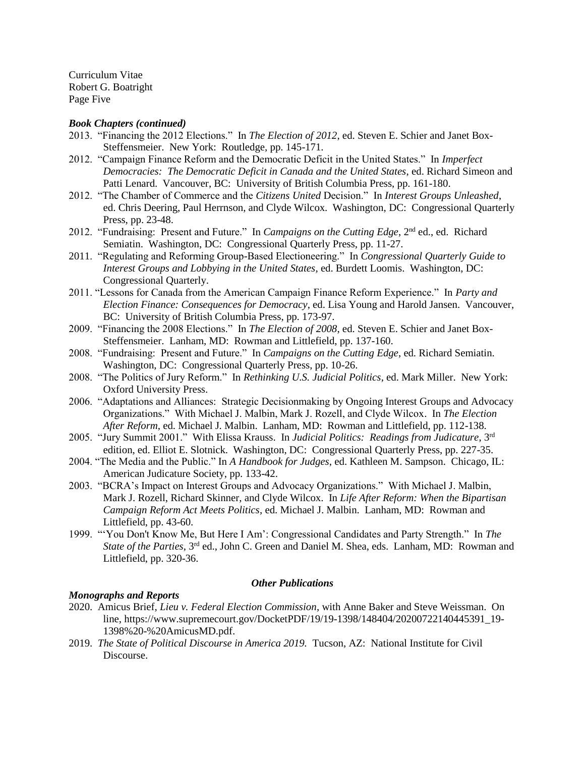### *Book Chapters (continued)*

- 2013. "Financing the 2012 Elections." In *The Election of 2012*, ed. Steven E. Schier and Janet Box-Steffensmeier. New York: Routledge, pp. 145-171.
- 2012. "Campaign Finance Reform and the Democratic Deficit in the United States." In *Imperfect Democracies: The Democratic Deficit in Canada and the United States*, ed. Richard Simeon and Patti Lenard. Vancouver, BC: University of British Columbia Press, pp. 161-180.
- 2012. "The Chamber of Commerce and the *Citizens United* Decision." In *Interest Groups Unleashed*, ed. Chris Deering, Paul Herrnson, and Clyde Wilcox. Washington, DC: Congressional Quarterly Press, pp. 23-48.
- 2012. "Fundraising: Present and Future." In *Campaigns on the Cutting Edge*, 2nd ed., ed. Richard Semiatin. Washington, DC: Congressional Quarterly Press, pp. 11-27.
- 2011. "Regulating and Reforming Group-Based Electioneering." In *Congressional Quarterly Guide to Interest Groups and Lobbying in the United States*, ed. Burdett Loomis. Washington, DC: Congressional Quarterly.
- 2011. "Lessons for Canada from the American Campaign Finance Reform Experience." In *Party and Election Finance: Consequences for Democracy*, ed. Lisa Young and Harold Jansen. Vancouver, BC: University of British Columbia Press, pp. 173-97.
- 2009. "Financing the 2008 Elections." In *The Election of 2008*, ed. Steven E. Schier and Janet Box-Steffensmeier. Lanham, MD: Rowman and Littlefield, pp. 137-160.
- 2008. "Fundraising: Present and Future." In *Campaigns on the Cutting Edge*, ed. Richard Semiatin. Washington, DC: Congressional Quarterly Press, pp. 10-26.
- 2008. "The Politics of Jury Reform." In *Rethinking U.S. Judicial Politics*, ed. Mark Miller. New York: Oxford University Press.
- 2006. "Adaptations and Alliances: Strategic Decisionmaking by Ongoing Interest Groups and Advocacy Organizations." With Michael J. Malbin, Mark J. Rozell, and Clyde Wilcox. In *The Election After Reform*, ed. Michael J. Malbin. Lanham, MD: Rowman and Littlefield, pp. 112-138.
- 2005. "Jury Summit 2001." With Elissa Krauss. In *Judicial Politics: Readings from Judicature*, 3rd edition, ed. Elliot E. Slotnick. Washington, DC: Congressional Quarterly Press, pp. 227-35.
- 2004. "The Media and the Public." In *A Handbook for Judges*, ed. Kathleen M. Sampson. Chicago, IL: American Judicature Society, pp. 133-42.
- 2003. "BCRA's Impact on Interest Groups and Advocacy Organizations." With Michael J. Malbin, Mark J. Rozell, Richard Skinner, and Clyde Wilcox. In *Life After Reform: When the Bipartisan Campaign Reform Act Meets Politics*, ed. Michael J. Malbin. Lanham, MD: Rowman and Littlefield, pp. 43-60.
- 1999. "'You Don't Know Me, But Here I Am': Congressional Candidates and Party Strength." In *The State of the Parties*, 3rd ed., John C. Green and Daniel M. Shea, eds. Lanham, MD: Rowman and Littlefield, pp. 320-36.

## *Other Publications*

### *Monographs and Reports*

- 2020. Amicus Brief, *Lieu v. Federal Election Commission*, with Anne Baker and Steve Weissman. On line, https://www.supremecourt.gov/DocketPDF/19/19-1398/148404/20200722140445391_19-1398%20-%20AmicusMD.pdf.
- 2019. *The State of Political Discourse in America 2019.* Tucson, AZ: National Institute for Civil Discourse.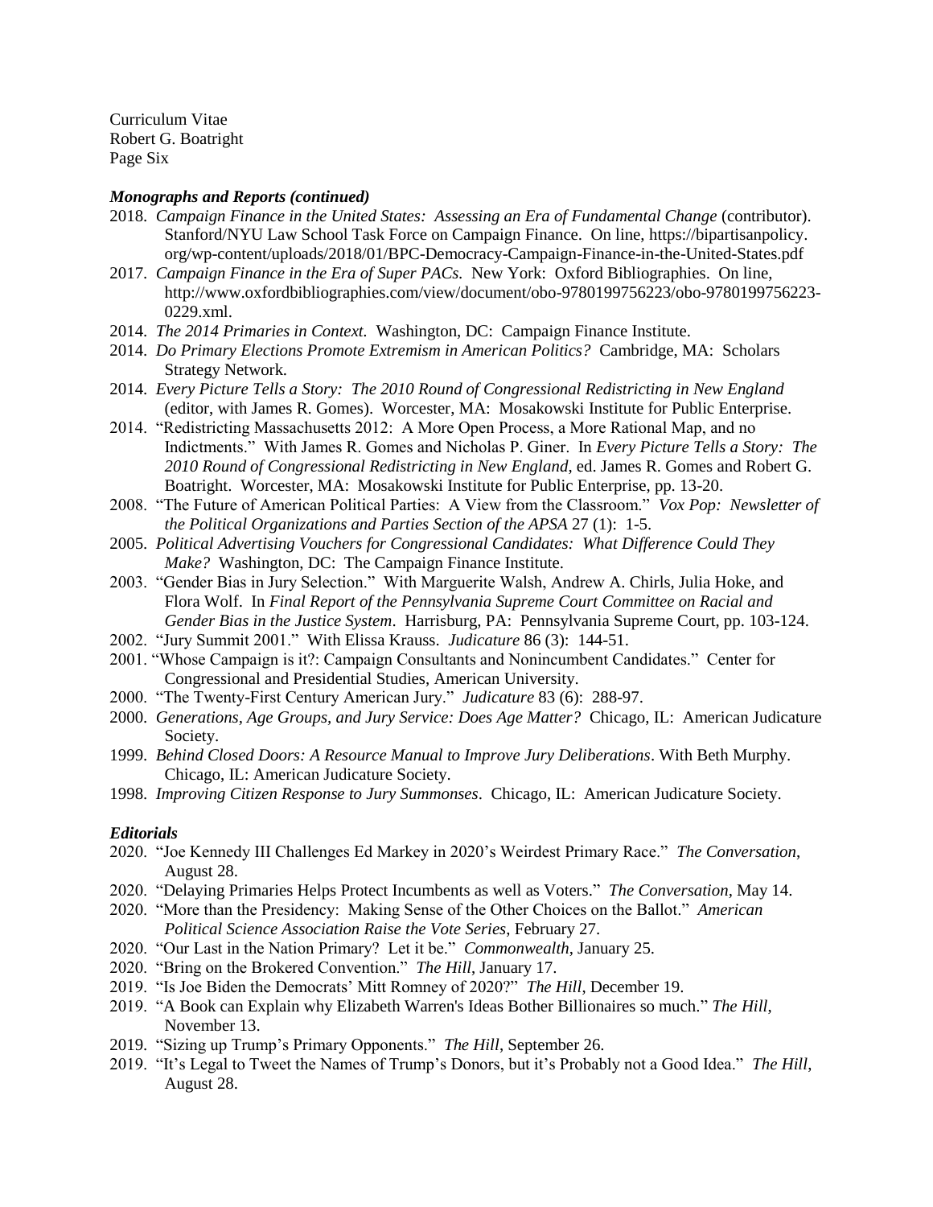### *Monographs and Reports (continued)*

- 2018. *Campaign Finance in the United States: Assessing an Era of Fundamental Change* (contributor). Stanford/NYU Law School Task Force on Campaign Finance. On line, https://bipartisanpolicy.org/wp-content/uploads/2018/01/BPC-Democracy-Campaign-Finance-in-the-United-States.pdf
- 2017. *Campaign Finance in the Era of Super PACs.* New York: Oxford Bibliographies. On line, http://www.oxfordbibliographies.com/view/document/obo-9780199756223/obo-9780199756223-0229.xml.
- 2014. *The 2014 Primaries in Context.* Washington, DC: Campaign Finance Institute.
- 2014. *Do Primary Elections Promote Extremism in American Politics?* Cambridge, MA: Scholars Strategy Network.
- 2014. *Every Picture Tells a Story: The 2010 Round of Congressional Redistricting in New England* (editor, with James R. Gomes). Worcester, MA: Mosakowski Institute for Public Enterprise.
- 2014. "Redistricting Massachusetts 2012: A More Open Process, a More Rational Map, and no Indictments." With James R. Gomes and Nicholas P. Giner. In *Every Picture Tells a Story: The 2010 Round of Congressional Redistricting in New England*, ed. James R. Gomes and Robert G. Boatright. Worcester, MA: Mosakowski Institute for Public Enterprise, pp. 13-20.
- 2008. "The Future of American Political Parties: A View from the Classroom." *Vox Pop: Newsletter of the Political Organizations and Parties Section of the APSA* 27 (1): 1-5.
- 2005. *Political Advertising Vouchers for Congressional Candidates: What Difference Could They Make?* Washington, DC: The Campaign Finance Institute.
- 2003. "Gender Bias in Jury Selection." With Marguerite Walsh, Andrew A. Chirls, Julia Hoke, and Flora Wolf. In *Final Report of the Pennsylvania Supreme Court Committee on Racial and Gender Bias in the Justice System*. Harrisburg, PA: Pennsylvania Supreme Court, pp. 103-124.
- 2002. "Jury Summit 2001." With Elissa Krauss. *Judicature* 86 (3): 144-51.
- 2001. "Whose Campaign is it?: Campaign Consultants and Nonincumbent Candidates." Center for Congressional and Presidential Studies, American University.
- 2000. "The Twenty-First Century American Jury." *Judicature* 83 (6): 288-97.
- 2000. *Generations, Age Groups, and Jury Service: Does Age Matter?* Chicago, IL: American Judicature Society.
- 1999. *Behind Closed Doors: A Resource Manual to Improve Jury Deliberations*. With Beth Murphy. Chicago, IL: American Judicature Society.
- 1998. *Improving Citizen Response to Jury Summonses*. Chicago, IL: American Judicature Society.

### *Editorials*

- 2020. "Joe Kennedy III Challenges Ed Markey in 2020's Weirdest Primary Race." *The Conversation*, August 28.
- 2020. "Delaying Primaries Helps Protect Incumbents as well as Voters." *The Conversation*, May 14.
- 2020. "More than the Presidency: Making Sense of the Other Choices on the Ballot." *American Political Science Association Raise the Vote Series*, February 27.
- 2020. "Our Last in the Nation Primary? Let it be." *Commonwealth*, January 25.
- 2020. "Bring on the Brokered Convention." *The Hill*, January 17.
- 2019. "Is Joe Biden the Democrats' Mitt Romney of 2020?" *The Hill*, December 19.
- 2019. "A Book can Explain why Elizabeth Warren's Ideas Bother Billionaires so much." *The Hill*, November 13.
- 2019. "Sizing up Trump's Primary Opponents." *The Hill*, September 26.
- 2019. "It's Legal to Tweet the Names of Trump's Donors, but it's Probably not a Good Idea." *The Hill*, August 28.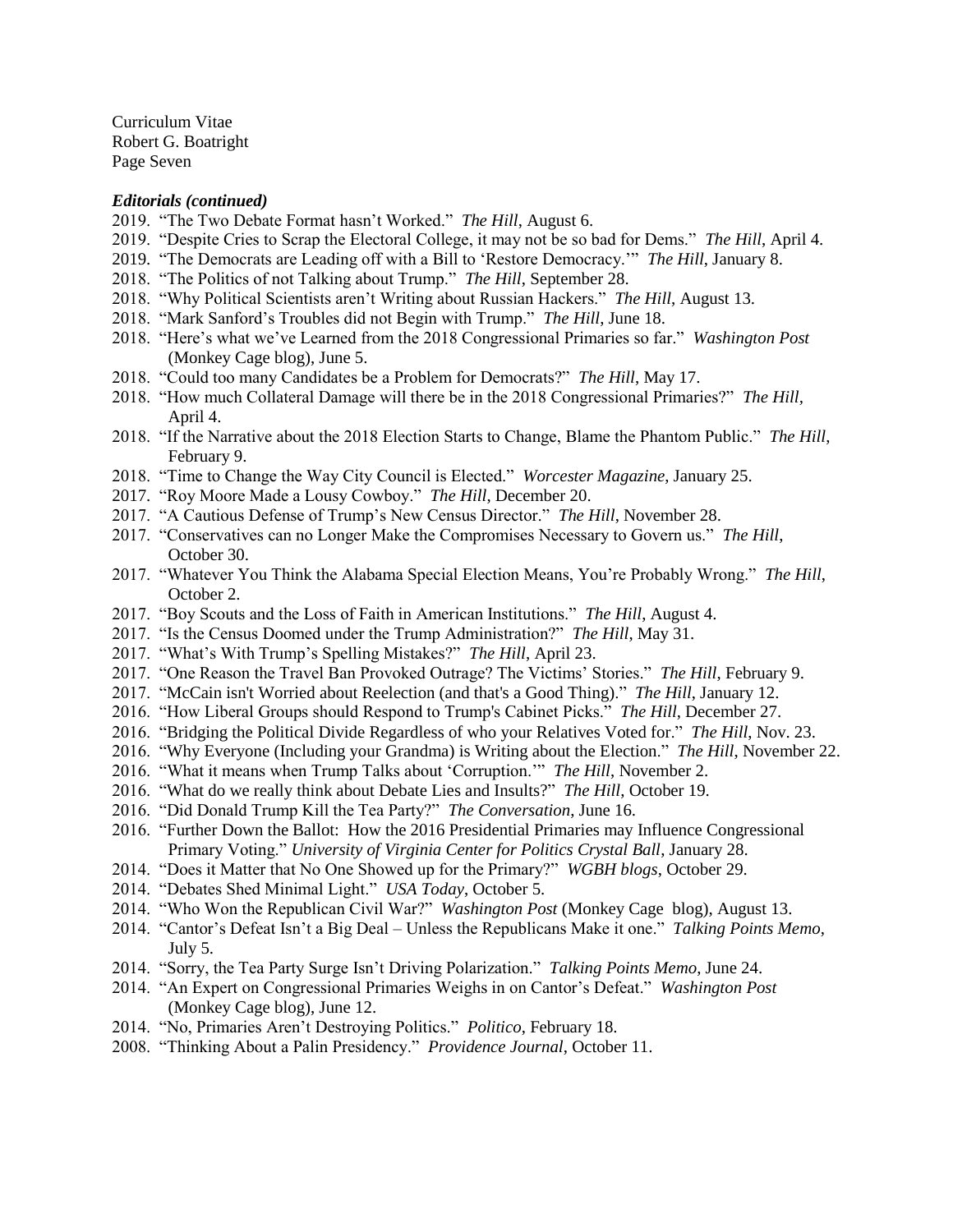***Editorials (continued)***

2019. "The Two Debate Format hasn't Worked." *The Hill*, August 6.
2019. "Despite Cries to Scrap the Electoral College, it may not be so bad for Dems." *The Hill*, April 4.
2019. "The Democrats are Leading off with a Bill to 'Restore Democracy.'" *The Hill*, January 8.
2018. "The Politics of not Talking about Trump." *The Hill*, September 28.
2018. "Why Political Scientists aren't Writing about Russian Hackers." *The Hill*, August 13.
2018. "Mark Sanford's Troubles did not Begin with Trump." *The Hill*, June 18.
2018. "Here's what we've Learned from the 2018 Congressional Primaries so far." *Washington Post* (Monkey Cage blog), June 5.
2018. "Could too many Candidates be a Problem for Democrats?" *The Hill*, May 17.
2018. "How much Collateral Damage will there be in the 2018 Congressional Primaries?" *The Hill,* April 4.
2018. "If the Narrative about the 2018 Election Starts to Change, Blame the Phantom Public." *The Hill*, February 9.
2018. "Time to Change the Way City Council is Elected." *Worcester Magazine*, January 25.
2017. "Roy Moore Made a Lousy Cowboy." *The Hill*, December 20.
2017. "A Cautious Defense of Trump's New Census Director." *The Hill*, November 28.
2017. "Conservatives can no Longer Make the Compromises Necessary to Govern us." *The Hill*, October 30.
2017. "Whatever You Think the Alabama Special Election Means, You're Probably Wrong." *The Hill*, October 2.
2017. "Boy Scouts and the Loss of Faith in American Institutions." *The Hill*, August 4.
2017. "Is the Census Doomed under the Trump Administration?" *The Hill*, May 31.
2017. "What's With Trump's Spelling Mistakes?" *The Hill*, April 23.
2017. "One Reason the Travel Ban Provoked Outrage? The Victims' Stories." *The Hill*, February 9.
2017. "McCain isn't Worried about Reelection (and that's a Good Thing)." *The Hill*, January 12.
2016. "How Liberal Groups should Respond to Trump's Cabinet Picks." *The Hill*, December 27.
2016. "Bridging the Political Divide Regardless of who your Relatives Voted for." *The Hill*, Nov. 23.
2016. "Why Everyone (Including your Grandma) is Writing about the Election." *The Hill*, November 22.
2016. "What it means when Trump Talks about 'Corruption.'" *The Hill*, November 2.
2016. "What do we really think about Debate Lies and Insults?" *The Hill*, October 19.
2016. "Did Donald Trump Kill the Tea Party?" *The Conversation*, June 16.
2016. "Further Down the Ballot: How the 2016 Presidential Primaries may Influence Congressional Primary Voting." *University of Virginia Center for Politics Crystal Ball*, January 28.
2014. "Does it Matter that No One Showed up for the Primary?" *WGBH blogs*, October 29.
2014. "Debates Shed Minimal Light." *USA Today*, October 5.
2014. "Who Won the Republican Civil War?" *Washington Post* (Monkey Cage blog), August 13.
2014. "Cantor's Defeat Isn't a Big Deal – Unless the Republicans Make it one." *Talking Points Memo*, July 5.
2014. "Sorry, the Tea Party Surge Isn't Driving Polarization." *Talking Points Memo*, June 24.
2014. "An Expert on Congressional Primaries Weighs in on Cantor's Defeat." *Washington Post* (Monkey Cage blog), June 12.
2014. "No, Primaries Aren't Destroying Politics." *Politico*, February 18.
2008. "Thinking About a Palin Presidency." *Providence Journal*, October 11.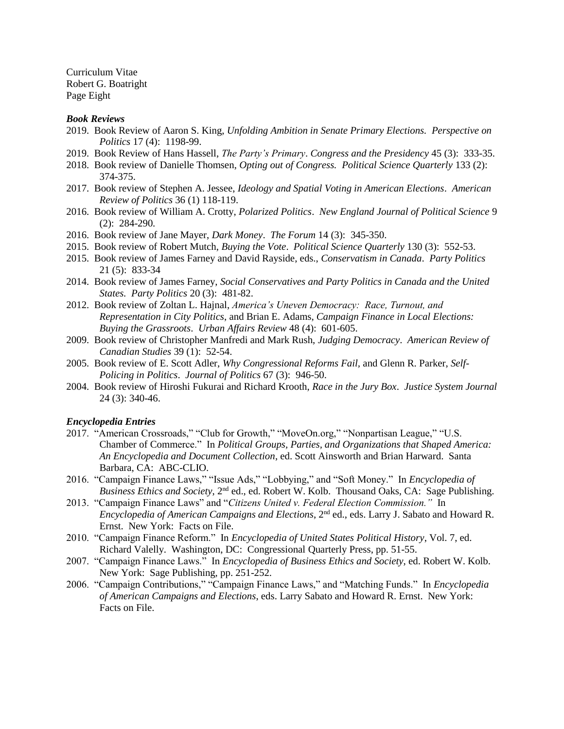### *Book Reviews*

- 2019. Book Review of Aaron S. King, *Unfolding Ambition in Senate Primary Elections. Perspective on Politics* 17 (4): 1198-99.
- 2019. Book Review of Hans Hassell, *The Party's Primary*. *Congress and the Presidency* 45 (3): 333-35.
- 2018. Book review of Danielle Thomsen, *Opting out of Congress. Political Science Quarterly* 133 (2): 374-375.
- 2017. Book review of Stephen A. Jessee, *Ideology and Spatial Voting in American Elections*. *American Review of Politics* 36 (1) 118-119.
- 2016. Book review of William A. Crotty, *Polarized Politics*. *New England Journal of Political Science* 9 (2): 284-290.
- 2016. Book review of Jane Mayer, *Dark Money*. *The Forum* 14 (3): 345-350.
- 2015. Book review of Robert Mutch, *Buying the Vote*. *Political Science Quarterly* 130 (3): 552-53.
- 2015. Book review of James Farney and David Rayside, eds., *Conservatism in Canada*. *Party Politics* 21 (5): 833-34
- 2014. Book review of James Farney, *Social Conservatives and Party Politics in Canada and the United States. Party Politics* 20 (3): 481-82.
- 2012. Book review of Zoltan L. Hajnal, *America's Uneven Democracy: Race, Turnout, and Representation in City Politics*, and Brian E. Adams, *Campaign Finance in Local Elections: Buying the Grassroots*. *Urban Affairs Review* 48 (4): 601-605.
- 2009. Book review of Christopher Manfredi and Mark Rush, *Judging Democracy*. *American Review of Canadian Studies* 39 (1): 52-54.
- 2005. Book review of E. Scott Adler, *Why Congressional Reforms Fail*, and Glenn R. Parker, *Self-Policing in Politics*. *Journal of Politics* 67 (3): 946-50.
- 2004. Book review of Hiroshi Fukurai and Richard Krooth, *Race in the Jury Box*. *Justice System Journal* 24 (3): 340-46.

### *Encyclopedia Entries*

- 2017. "American Crossroads," "Club for Growth," "MoveOn.org," "Nonpartisan League," "U.S. Chamber of Commerce." In *Political Groups, Parties, and Organizations that Shaped America: An Encyclopedia and Document Collection*, ed. Scott Ainsworth and Brian Harward. Santa Barbara, CA: ABC-CLIO.
- 2016. "Campaign Finance Laws," "Issue Ads," "Lobbying," and "Soft Money." In *Encyclopedia of Business Ethics and Society*, 2nd ed., ed. Robert W. Kolb. Thousand Oaks, CA: Sage Publishing.
- 2013. "Campaign Finance Laws" and "*Citizens United v. Federal Election Commission.*" In *Encyclopedia of American Campaigns and Elections*, 2nd ed., eds. Larry J. Sabato and Howard R. Ernst. New York: Facts on File.
- 2010. "Campaign Finance Reform." In *Encyclopedia of United States Political History*, Vol. 7, ed. Richard Valelly. Washington, DC: Congressional Quarterly Press, pp. 51-55.
- 2007. "Campaign Finance Laws." In *Encyclopedia of Business Ethics and Society*, ed. Robert W. Kolb. New York: Sage Publishing, pp. 251-252.
- 2006. "Campaign Contributions," "Campaign Finance Laws," and "Matching Funds." In *Encyclopedia of American Campaigns and Elections*, eds. Larry Sabato and Howard R. Ernst. New York: Facts on File.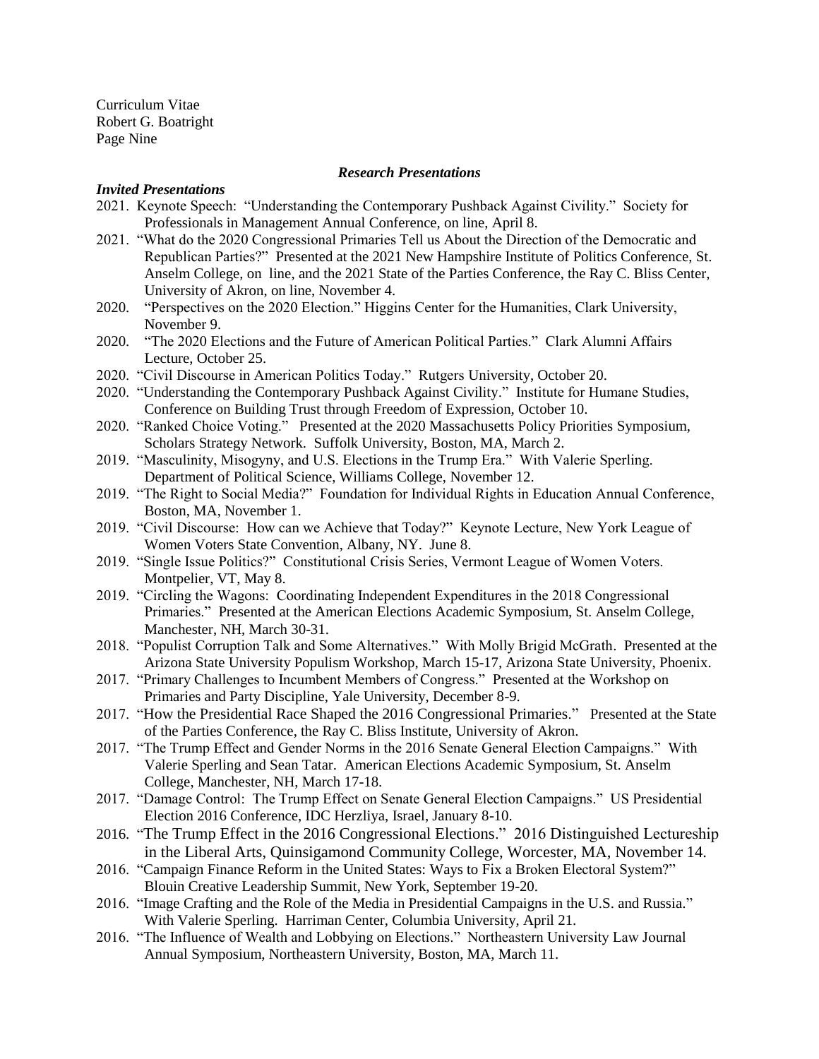## *Research Presentations*

### *Invited Presentations*

2021. Keynote Speech: "Understanding the Contemporary Pushback Against Civility." Society for Professionals in Management Annual Conference, on line, April 8.

2021. "What do the 2020 Congressional Primaries Tell us About the Direction of the Democratic and Republican Parties?" Presented at the 2021 New Hampshire Institute of Politics Conference, St. Anselm College, on line, and the 2021 State of the Parties Conference, the Ray C. Bliss Center, University of Akron, on line, November 4.

2020. "Perspectives on the 2020 Election." Higgins Center for the Humanities, Clark University, November 9.

2020. "The 2020 Elections and the Future of American Political Parties." Clark Alumni Affairs Lecture, October 25.

2020. "Civil Discourse in American Politics Today." Rutgers University, October 20.

2020. "Understanding the Contemporary Pushback Against Civility." Institute for Humane Studies, Conference on Building Trust through Freedom of Expression, October 10.

2020. "Ranked Choice Voting." Presented at the 2020 Massachusetts Policy Priorities Symposium, Scholars Strategy Network. Suffolk University, Boston, MA, March 2.

2019. "Masculinity, Misogyny, and U.S. Elections in the Trump Era." With Valerie Sperling. Department of Political Science, Williams College, November 12.

2019. "The Right to Social Media?" Foundation for Individual Rights in Education Annual Conference, Boston, MA, November 1.

2019. "Civil Discourse: How can we Achieve that Today?" Keynote Lecture, New York League of Women Voters State Convention, Albany, NY. June 8.

2019. "Single Issue Politics?" Constitutional Crisis Series, Vermont League of Women Voters. Montpelier, VT, May 8.

2019. "Circling the Wagons: Coordinating Independent Expenditures in the 2018 Congressional Primaries." Presented at the American Elections Academic Symposium, St. Anselm College, Manchester, NH, March 30-31.

2018. "Populist Corruption Talk and Some Alternatives." With Molly Brigid McGrath. Presented at the Arizona State University Populism Workshop, March 15-17, Arizona State University, Phoenix.

2017. "Primary Challenges to Incumbent Members of Congress." Presented at the Workshop on Primaries and Party Discipline, Yale University, December 8-9.

2017. "How the Presidential Race Shaped the 2016 Congressional Primaries." Presented at the State of the Parties Conference, the Ray C. Bliss Institute, University of Akron.

2017. "The Trump Effect and Gender Norms in the 2016 Senate General Election Campaigns." With Valerie Sperling and Sean Tatar. American Elections Academic Symposium, St. Anselm College, Manchester, NH, March 17-18.

2017. "Damage Control: The Trump Effect on Senate General Election Campaigns." US Presidential Election 2016 Conference, IDC Herzliya, Israel, January 8-10.

2016. "The Trump Effect in the 2016 Congressional Elections." 2016 Distinguished Lectureship in the Liberal Arts, Quinsigamond Community College, Worcester, MA, November 14.

2016. "Campaign Finance Reform in the United States: Ways to Fix a Broken Electoral System?" Blouin Creative Leadership Summit, New York, September 19-20.

2016. "Image Crafting and the Role of the Media in Presidential Campaigns in the U.S. and Russia." With Valerie Sperling. Harriman Center, Columbia University, April 21.

2016. "The Influence of Wealth and Lobbying on Elections." Northeastern University Law Journal Annual Symposium, Northeastern University, Boston, MA, March 11.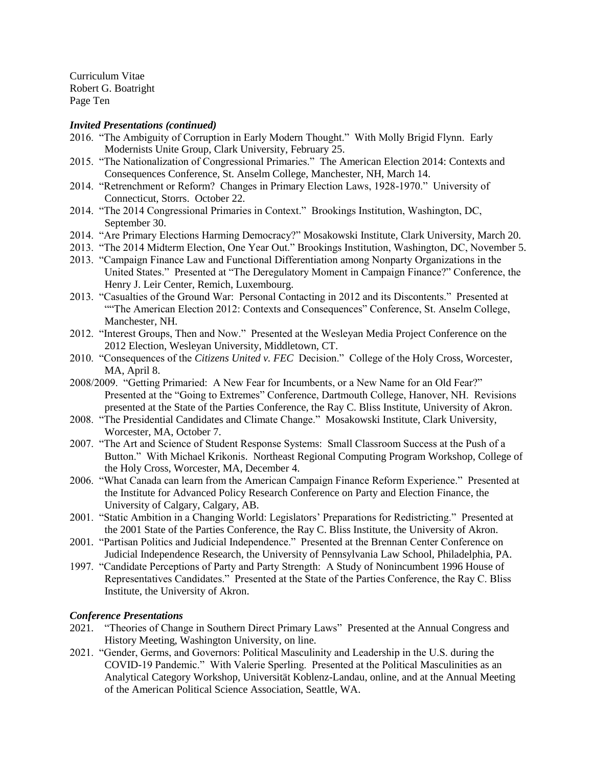### *Invited Presentations (continued)*

- 2016. "The Ambiguity of Corruption in Early Modern Thought." With Molly Brigid Flynn. Early Modernists Unite Group, Clark University, February 25.
- 2015. "The Nationalization of Congressional Primaries." The American Election 2014: Contexts and Consequences Conference, St. Anselm College, Manchester, NH, March 14.
- 2014. "Retrenchment or Reform? Changes in Primary Election Laws, 1928-1970." University of Connecticut, Storrs. October 22.
- 2014. "The 2014 Congressional Primaries in Context." Brookings Institution, Washington, DC, September 30.
- 2014. "Are Primary Elections Harming Democracy?" Mosakowski Institute, Clark University, March 20.
- 2013. "The 2014 Midterm Election, One Year Out." Brookings Institution, Washington, DC, November 5.
- 2013. "Campaign Finance Law and Functional Differentiation among Nonparty Organizations in the United States." Presented at "The Deregulatory Moment in Campaign Finance?" Conference, the Henry J. Leir Center, Remich, Luxembourg.
- 2013. "Casualties of the Ground War: Personal Contacting in 2012 and its Discontents." Presented at ""The American Election 2012: Contexts and Consequences" Conference, St. Anselm College, Manchester, NH.
- 2012. "Interest Groups, Then and Now." Presented at the Wesleyan Media Project Conference on the 2012 Election, Wesleyan University, Middletown, CT.
- 2010. "Consequences of the *Citizens United v. FEC* Decision." College of the Holy Cross, Worcester, MA, April 8.
- 2008/2009. "Getting Primaried: A New Fear for Incumbents, or a New Name for an Old Fear?" Presented at the "Going to Extremes" Conference, Dartmouth College, Hanover, NH. Revisions presented at the State of the Parties Conference, the Ray C. Bliss Institute, University of Akron.
- 2008. "The Presidential Candidates and Climate Change." Mosakowski Institute, Clark University, Worcester, MA, October 7.
- 2007. "The Art and Science of Student Response Systems: Small Classroom Success at the Push of a Button." With Michael Krikonis. Northeast Regional Computing Program Workshop, College of the Holy Cross, Worcester, MA, December 4.
- 2006. "What Canada can learn from the American Campaign Finance Reform Experience." Presented at the Institute for Advanced Policy Research Conference on Party and Election Finance, the University of Calgary, Calgary, AB.
- 2001. "Static Ambition in a Changing World: Legislators' Preparations for Redistricting." Presented at the 2001 State of the Parties Conference, the Ray C. Bliss Institute, the University of Akron.
- 2001. "Partisan Politics and Judicial Independence." Presented at the Brennan Center Conference on Judicial Independence Research, the University of Pennsylvania Law School, Philadelphia, PA.
- 1997. "Candidate Perceptions of Party and Party Strength: A Study of Nonincumbent 1996 House of Representatives Candidates." Presented at the State of the Parties Conference, the Ray C. Bliss Institute, the University of Akron.

### *Conference Presentations*

- 2021. "Theories of Change in Southern Direct Primary Laws" Presented at the Annual Congress and History Meeting, Washington University, on line.
- 2021. "Gender, Germs, and Governors: Political Masculinity and Leadership in the U.S. during the COVID-19 Pandemic." With Valerie Sperling. Presented at the Political Masculinities as an Analytical Category Workshop, Universität Koblenz-Landau, online, and at the Annual Meeting of the American Political Science Association, Seattle, WA.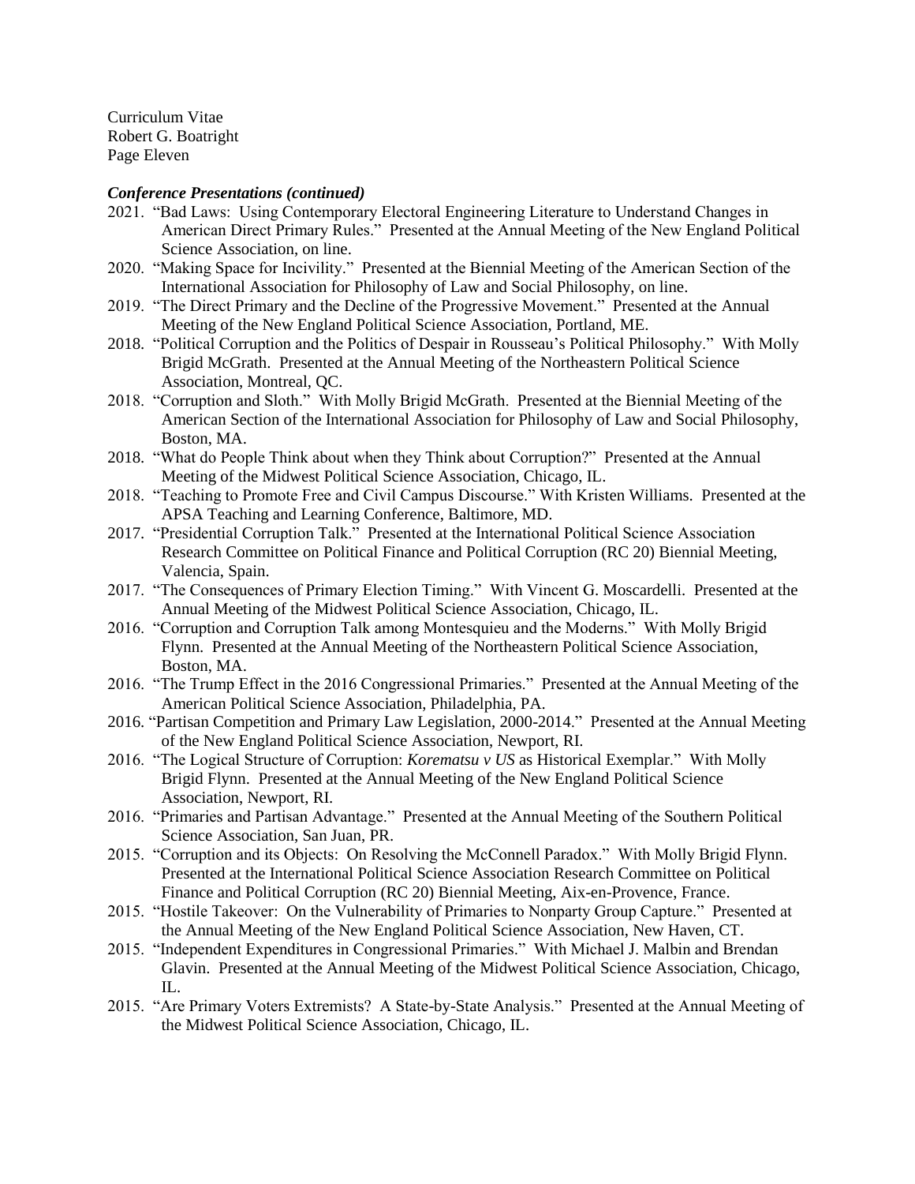### *Conference Presentations (continued)*

- 2021. "Bad Laws: Using Contemporary Electoral Engineering Literature to Understand Changes in American Direct Primary Rules." Presented at the Annual Meeting of the New England Political Science Association, on line.
- 2020. "Making Space for Incivility." Presented at the Biennial Meeting of the American Section of the International Association for Philosophy of Law and Social Philosophy, on line.
- 2019. "The Direct Primary and the Decline of the Progressive Movement." Presented at the Annual Meeting of the New England Political Science Association, Portland, ME.
- 2018. "Political Corruption and the Politics of Despair in Rousseau's Political Philosophy." With Molly Brigid McGrath. Presented at the Annual Meeting of the Northeastern Political Science Association, Montreal, QC.
- 2018. "Corruption and Sloth." With Molly Brigid McGrath. Presented at the Biennial Meeting of the American Section of the International Association for Philosophy of Law and Social Philosophy, Boston, MA.
- 2018. "What do People Think about when they Think about Corruption?" Presented at the Annual Meeting of the Midwest Political Science Association, Chicago, IL.
- 2018. "Teaching to Promote Free and Civil Campus Discourse." With Kristen Williams. Presented at the APSA Teaching and Learning Conference, Baltimore, MD.
- 2017. "Presidential Corruption Talk." Presented at the International Political Science Association Research Committee on Political Finance and Political Corruption (RC 20) Biennial Meeting, Valencia, Spain.
- 2017. "The Consequences of Primary Election Timing." With Vincent G. Moscardelli. Presented at the Annual Meeting of the Midwest Political Science Association, Chicago, IL.
- 2016. "Corruption and Corruption Talk among Montesquieu and the Moderns." With Molly Brigid Flynn. Presented at the Annual Meeting of the Northeastern Political Science Association, Boston, MA.
- 2016. "The Trump Effect in the 2016 Congressional Primaries." Presented at the Annual Meeting of the American Political Science Association, Philadelphia, PA.
- 2016. "Partisan Competition and Primary Law Legislation, 2000-2014." Presented at the Annual Meeting of the New England Political Science Association, Newport, RI.
- 2016. "The Logical Structure of Corruption: *Korematsu v US* as Historical Exemplar." With Molly Brigid Flynn. Presented at the Annual Meeting of the New England Political Science Association, Newport, RI.
- 2016. "Primaries and Partisan Advantage." Presented at the Annual Meeting of the Southern Political Science Association, San Juan, PR.
- 2015. "Corruption and its Objects: On Resolving the McConnell Paradox." With Molly Brigid Flynn. Presented at the International Political Science Association Research Committee on Political Finance and Political Corruption (RC 20) Biennial Meeting, Aix-en-Provence, France.
- 2015. "Hostile Takeover: On the Vulnerability of Primaries to Nonparty Group Capture." Presented at the Annual Meeting of the New England Political Science Association, New Haven, CT.
- 2015. "Independent Expenditures in Congressional Primaries." With Michael J. Malbin and Brendan Glavin. Presented at the Annual Meeting of the Midwest Political Science Association, Chicago, IL.
- 2015. "Are Primary Voters Extremists? A State-by-State Analysis." Presented at the Annual Meeting of the Midwest Political Science Association, Chicago, IL.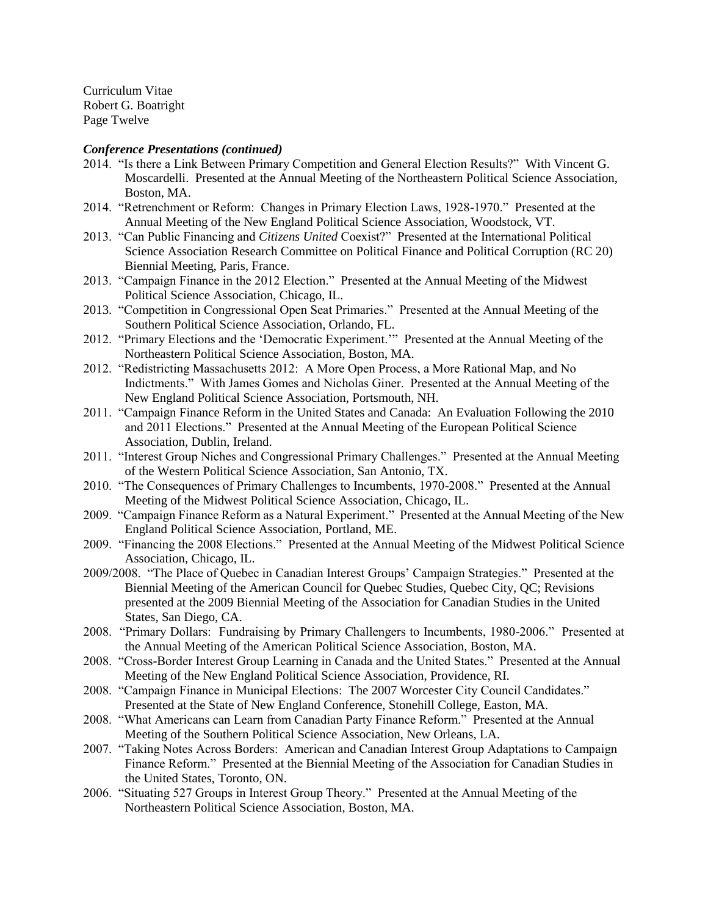### *Conference Presentations (continued)*

- 2014. "Is there a Link Between Primary Competition and General Election Results?" With Vincent G. Moscardelli. Presented at the Annual Meeting of the Northeastern Political Science Association, Boston, MA.
- 2014. "Retrenchment or Reform: Changes in Primary Election Laws, 1928-1970." Presented at the Annual Meeting of the New England Political Science Association, Woodstock, VT.
- 2013. "Can Public Financing and *Citizens United* Coexist?" Presented at the International Political Science Association Research Committee on Political Finance and Political Corruption (RC 20) Biennial Meeting, Paris, France.
- 2013. "Campaign Finance in the 2012 Election." Presented at the Annual Meeting of the Midwest Political Science Association, Chicago, IL.
- 2013. "Competition in Congressional Open Seat Primaries." Presented at the Annual Meeting of the Southern Political Science Association, Orlando, FL.
- 2012. "Primary Elections and the 'Democratic Experiment.'" Presented at the Annual Meeting of the Northeastern Political Science Association, Boston, MA.
- 2012. "Redistricting Massachusetts 2012: A More Open Process, a More Rational Map, and No Indictments." With James Gomes and Nicholas Giner. Presented at the Annual Meeting of the New England Political Science Association, Portsmouth, NH.
- 2011. "Campaign Finance Reform in the United States and Canada: An Evaluation Following the 2010 and 2011 Elections." Presented at the Annual Meeting of the European Political Science Association, Dublin, Ireland.
- 2011. "Interest Group Niches and Congressional Primary Challenges." Presented at the Annual Meeting of the Western Political Science Association, San Antonio, TX.
- 2010. "The Consequences of Primary Challenges to Incumbents, 1970-2008." Presented at the Annual Meeting of the Midwest Political Science Association, Chicago, IL.
- 2009. "Campaign Finance Reform as a Natural Experiment." Presented at the Annual Meeting of the New England Political Science Association, Portland, ME.
- 2009. "Financing the 2008 Elections." Presented at the Annual Meeting of the Midwest Political Science Association, Chicago, IL.
- 2009/2008. "The Place of Quebec in Canadian Interest Groups' Campaign Strategies." Presented at the Biennial Meeting of the American Council for Quebec Studies, Quebec City, QC; Revisions presented at the 2009 Biennial Meeting of the Association for Canadian Studies in the United States, San Diego, CA.
- 2008. "Primary Dollars: Fundraising by Primary Challengers to Incumbents, 1980-2006." Presented at the Annual Meeting of the American Political Science Association, Boston, MA.
- 2008. "Cross-Border Interest Group Learning in Canada and the United States." Presented at the Annual Meeting of the New England Political Science Association, Providence, RI.
- 2008. "Campaign Finance in Municipal Elections: The 2007 Worcester City Council Candidates." Presented at the State of New England Conference, Stonehill College, Easton, MA.
- 2008. "What Americans can Learn from Canadian Party Finance Reform." Presented at the Annual Meeting of the Southern Political Science Association, New Orleans, LA.
- 2007. "Taking Notes Across Borders: American and Canadian Interest Group Adaptations to Campaign Finance Reform." Presented at the Biennial Meeting of the Association for Canadian Studies in the United States, Toronto, ON.
- 2006. "Situating 527 Groups in Interest Group Theory." Presented at the Annual Meeting of the Northeastern Political Science Association, Boston, MA.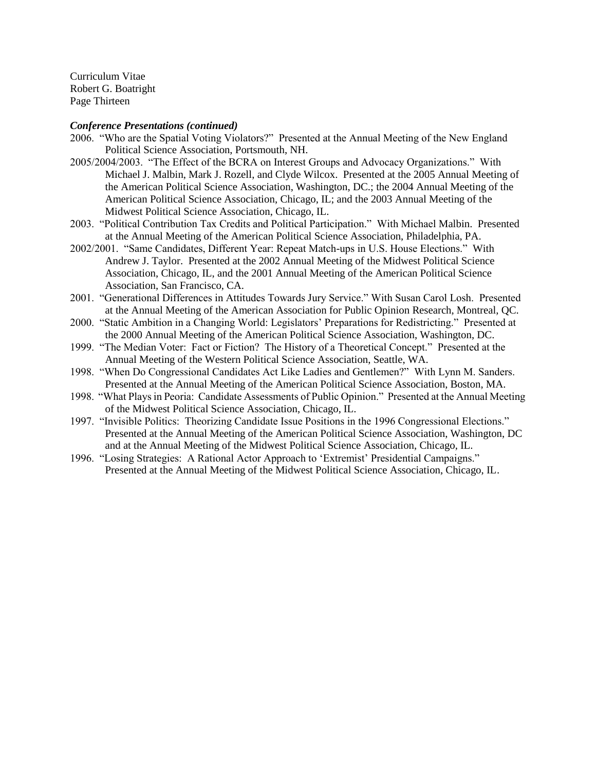***Conference Presentations (continued)***

2006. "Who are the Spatial Voting Violators?" Presented at the Annual Meeting of the New England Political Science Association, Portsmouth, NH.

2005/2004/2003. "The Effect of the BCRA on Interest Groups and Advocacy Organizations." With Michael J. Malbin, Mark J. Rozell, and Clyde Wilcox. Presented at the 2005 Annual Meeting of the American Political Science Association, Washington, DC.; the 2004 Annual Meeting of the American Political Science Association, Chicago, IL; and the 2003 Annual Meeting of the Midwest Political Science Association, Chicago, IL.

2003. "Political Contribution Tax Credits and Political Participation." With Michael Malbin. Presented at the Annual Meeting of the American Political Science Association, Philadelphia, PA.

2002/2001. "Same Candidates, Different Year: Repeat Match-ups in U.S. House Elections." With Andrew J. Taylor. Presented at the 2002 Annual Meeting of the Midwest Political Science Association, Chicago, IL, and the 2001 Annual Meeting of the American Political Science Association, San Francisco, CA.

2001. "Generational Differences in Attitudes Towards Jury Service." With Susan Carol Losh. Presented at the Annual Meeting of the American Association for Public Opinion Research, Montreal, QC.

2000. "Static Ambition in a Changing World: Legislators' Preparations for Redistricting." Presented at the 2000 Annual Meeting of the American Political Science Association, Washington, DC.

1999. "The Median Voter: Fact or Fiction? The History of a Theoretical Concept." Presented at the Annual Meeting of the Western Political Science Association, Seattle, WA.

1998. "When Do Congressional Candidates Act Like Ladies and Gentlemen?" With Lynn M. Sanders. Presented at the Annual Meeting of the American Political Science Association, Boston, MA.

1998. "What Plays in Peoria: Candidate Assessments of Public Opinion." Presented at the Annual Meeting of the Midwest Political Science Association, Chicago, IL.

1997. "Invisible Politics: Theorizing Candidate Issue Positions in the 1996 Congressional Elections." Presented at the Annual Meeting of the American Political Science Association, Washington, DC and at the Annual Meeting of the Midwest Political Science Association, Chicago, IL.

1996. "Losing Strategies: A Rational Actor Approach to 'Extremist' Presidential Campaigns." Presented at the Annual Meeting of the Midwest Political Science Association, Chicago, IL.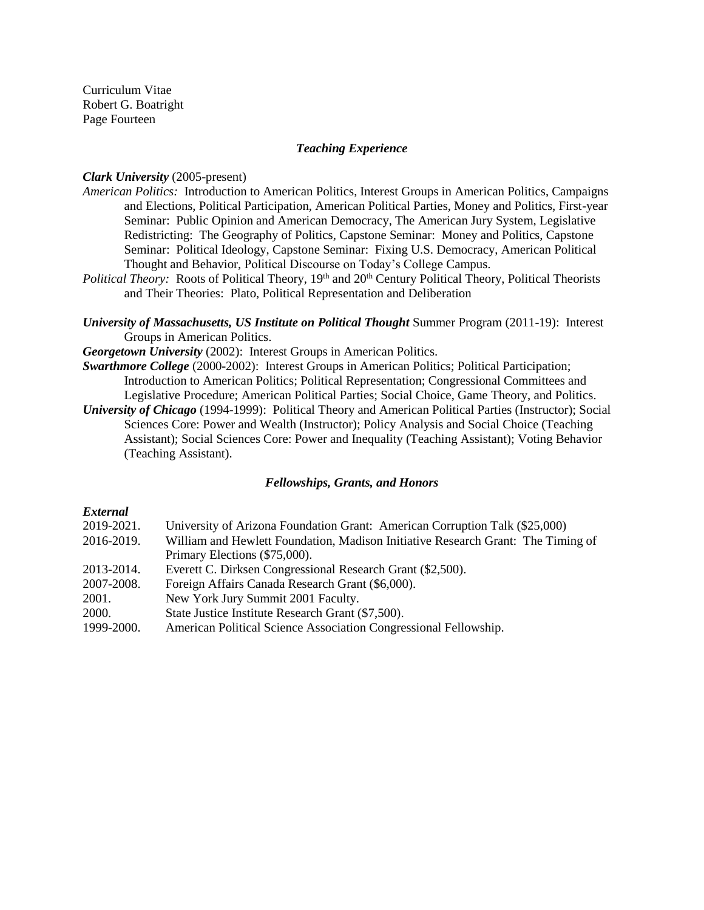### *Teaching Experience*

***Clark University*** (2005-present)

*American Politics:* Introduction to American Politics, Interest Groups in American Politics, Campaigns and Elections, Political Participation, American Political Parties, Money and Politics, First-year Seminar: Public Opinion and American Democracy, The American Jury System, Legislative Redistricting: The Geography of Politics, Capstone Seminar: Money and Politics, Capstone Seminar: Political Ideology, Capstone Seminar: Fixing U.S. Democracy, American Political Thought and Behavior, Political Discourse on Today's College Campus.

*Political Theory:* Roots of Political Theory, 19th and 20th Century Political Theory, Political Theorists and Their Theories: Plato, Political Representation and Deliberation

***University of Massachusetts, US Institute on Political Thought*** Summer Program (2011-19): Interest Groups in American Politics.

***Georgetown University*** (2002): Interest Groups in American Politics.

***Swarthmore College*** (2000-2002): Interest Groups in American Politics; Political Participation; Introduction to American Politics; Political Representation; Congressional Committees and Legislative Procedure; American Political Parties; Social Choice, Game Theory, and Politics.

***University of Chicago*** (1994-1999): Political Theory and American Political Parties (Instructor); Social Sciences Core: Power and Wealth (Instructor); Policy Analysis and Social Choice (Teaching Assistant); Social Sciences Core: Power and Inequality (Teaching Assistant); Voting Behavior (Teaching Assistant).

### *Fellowships, Grants, and Honors*

***External***

2019-2021. University of Arizona Foundation Grant: American Corruption Talk ($25,000)

2016-2019. William and Hewlett Foundation, Madison Initiative Research Grant: The Timing of Primary Elections ($75,000).

2013-2014. Everett C. Dirksen Congressional Research Grant ($2,500).

2007-2008. Foreign Affairs Canada Research Grant ($6,000).

2001. New York Jury Summit 2001 Faculty.

2000. State Justice Institute Research Grant ($7,500).

1999-2000. American Political Science Association Congressional Fellowship.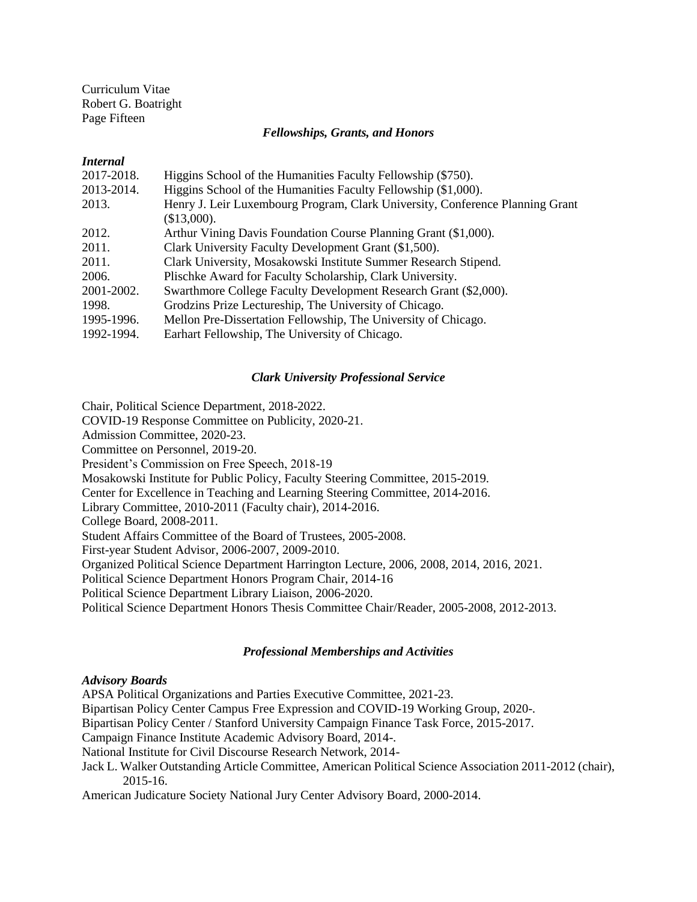### *Fellowships, Grants, and Honors*

***Internal***

2017-2018. Higgins School of the Humanities Faculty Fellowship ($750).
2013-2014. Higgins School of the Humanities Faculty Fellowship ($1,000).
2013. Henry J. Leir Luxembourg Program, Clark University, Conference Planning Grant ($13,000).
2012. Arthur Vining Davis Foundation Course Planning Grant ($1,000).
2011. Clark University Faculty Development Grant ($1,500).
2011. Clark University, Mosakowski Institute Summer Research Stipend.
2006. Plischke Award for Faculty Scholarship, Clark University.
2001-2002. Swarthmore College Faculty Development Research Grant ($2,000).
1998. Grodzins Prize Lectureship, The University of Chicago.
1995-1996. Mellon Pre-Dissertation Fellowship, The University of Chicago.
1992-1994. Earhart Fellowship, The University of Chicago.

### *Clark University Professional Service*

Chair, Political Science Department, 2018-2022.
COVID-19 Response Committee on Publicity, 2020-21.
Admission Committee, 2020-23.
Committee on Personnel, 2019-20.
President's Commission on Free Speech, 2018-19
Mosakowski Institute for Public Policy, Faculty Steering Committee, 2015-2019.
Center for Excellence in Teaching and Learning Steering Committee, 2014-2016.
Library Committee, 2010-2011 (Faculty chair), 2014-2016.
College Board, 2008-2011.
Student Affairs Committee of the Board of Trustees, 2005-2008.
First-year Student Advisor, 2006-2007, 2009-2010.
Organized Political Science Department Harrington Lecture, 2006, 2008, 2014, 2016, 2021.
Political Science Department Honors Program Chair, 2014-16
Political Science Department Library Liaison, 2006-2020.
Political Science Department Honors Thesis Committee Chair/Reader, 2005-2008, 2012-2013.

### *Professional Memberships and Activities*

***Advisory Boards***

APSA Political Organizations and Parties Executive Committee, 2021-23.
Bipartisan Policy Center Campus Free Expression and COVID-19 Working Group, 2020-.
Bipartisan Policy Center / Stanford University Campaign Finance Task Force, 2015-2017.
Campaign Finance Institute Academic Advisory Board, 2014-.
National Institute for Civil Discourse Research Network, 2014-
Jack L. Walker Outstanding Article Committee, American Political Science Association 2011-2012 (chair), 2015-16.
American Judicature Society National Jury Center Advisory Board, 2000-2014.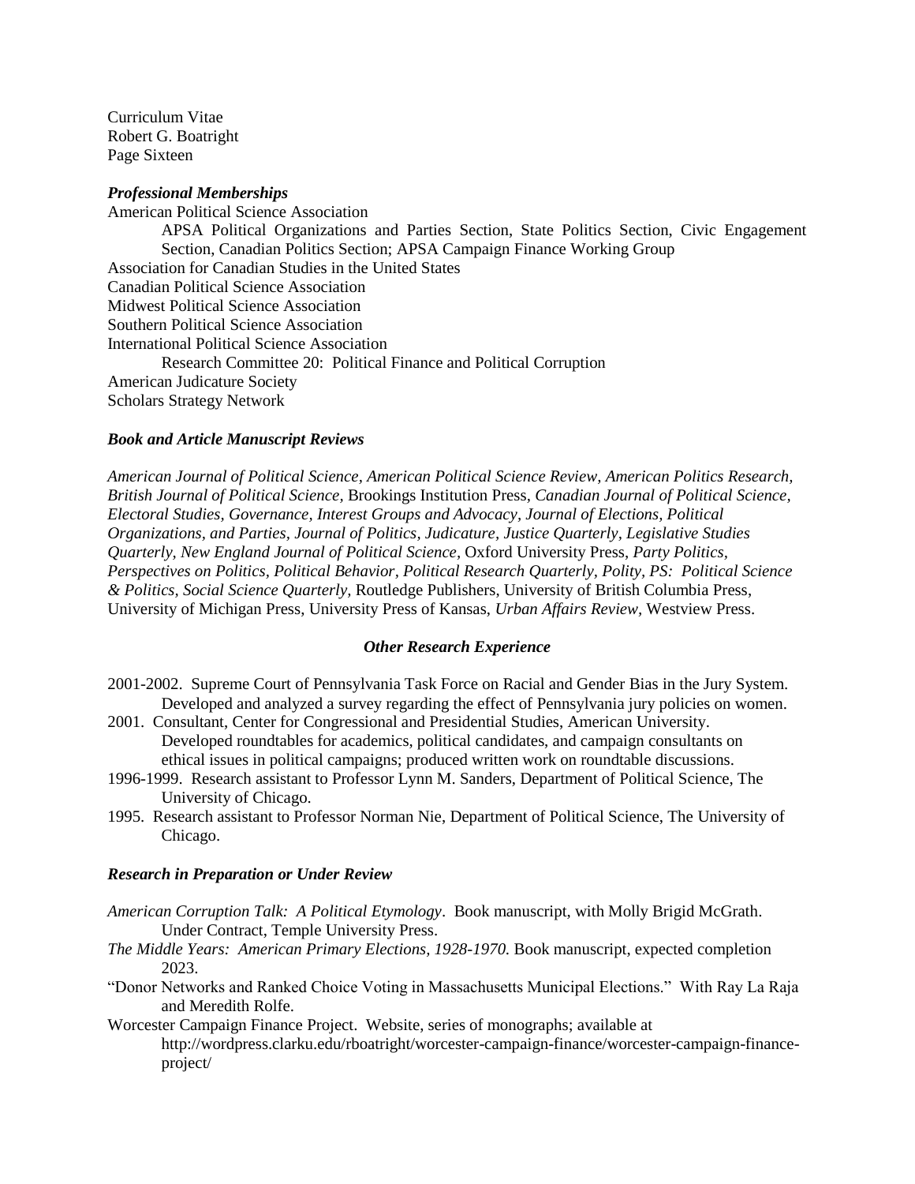### *Professional Memberships*

American Political Science Association

APSA Political Organizations and Parties Section, State Politics Section, Civic Engagement Section, Canadian Politics Section; APSA Campaign Finance Working Group

Association for Canadian Studies in the United States

Canadian Political Science Association

Midwest Political Science Association

Southern Political Science Association

International Political Science Association

Research Committee 20: Political Finance and Political Corruption

American Judicature Society

Scholars Strategy Network

### *Book and Article Manuscript Reviews*

*American Journal of Political Science, American Political Science Review, American Politics Research, British Journal of Political Science,* Brookings Institution Press, *Canadian Journal of Political Science, Electoral Studies, Governance, Interest Groups and Advocacy, Journal of Elections, Political Organizations, and Parties, Journal of Politics, Judicature, Justice Quarterly, Legislative Studies Quarterly, New England Journal of Political Science,* Oxford University Press, *Party Politics, Perspectives on Politics, Political Behavior, Political Research Quarterly, Polity, PS: Political Science & Politics, Social Science Quarterly,* Routledge Publishers, University of British Columbia Press, University of Michigan Press, University Press of Kansas, *Urban Affairs Review,* Westview Press.

## *Other Research Experience*

2001-2002. Supreme Court of Pennsylvania Task Force on Racial and Gender Bias in the Jury System. Developed and analyzed a survey regarding the effect of Pennsylvania jury policies on women.

2001. Consultant, Center for Congressional and Presidential Studies, American University. Developed roundtables for academics, political candidates, and campaign consultants on ethical issues in political campaigns; produced written work on roundtable discussions.

1996-1999. Research assistant to Professor Lynn M. Sanders, Department of Political Science, The University of Chicago.

1995. Research assistant to Professor Norman Nie, Department of Political Science, The University of Chicago.

### *Research in Preparation or Under Review*

*American Corruption Talk: A Political Etymology*. Book manuscript, with Molly Brigid McGrath. Under Contract, Temple University Press.

*The Middle Years: American Primary Elections, 1928-1970.* Book manuscript, expected completion 2023.

"Donor Networks and Ranked Choice Voting in Massachusetts Municipal Elections." With Ray La Raja and Meredith Rolfe.

Worcester Campaign Finance Project. Website, series of monographs; available at http://wordpress.clarku.edu/rboatright/worcester-campaign-finance/worcester-campaign-finance-project/